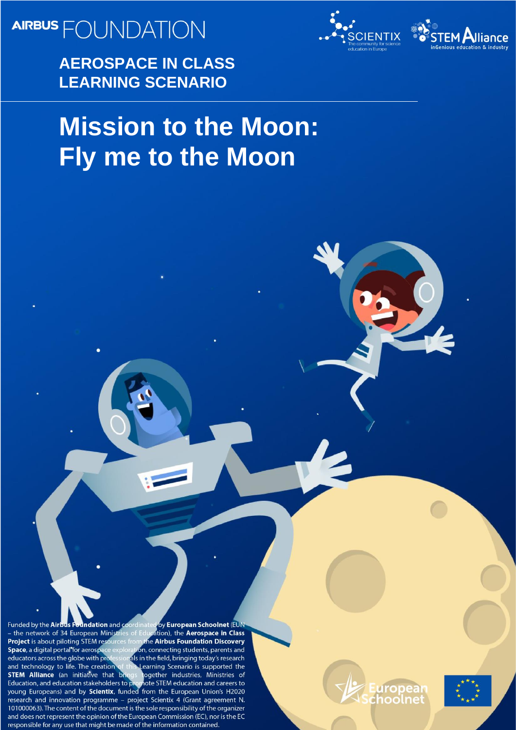AIRBUS FOUNDATION

SCIENTIX The community for science education in Europe

STEM Alliance inGenious education & industry

**AEROSPACE IN CLASS LEARNING SCENARIO**

# Mission to the Moon: Fly me to the Moon

Funded by the **Airbus Foundation** and coordinated by **European Schoolnet** (EUN – the network of 34 European Ministries of Education), the **Aerospace in Class Project** is about piloting STEM resources from the **Airbus Foundation Discovery Space**, a digital portal for aerospace exploration, connecting students, parents and educators across the globe with professionals in the field, bringing today's research and technology to life. The creation of this Learning Scenario is supported the **STEM Alliance** (an initiative that brings together industries, Ministries of Education, and education stakeholders to promote STEM education and careers to young Europeans) and by **Scientix**, funded from the European Union's H2020 research and innovation programme – project Scientix 4 (Grant agreement N. 101000063). The content of the document is the sole responsibility of the organizer and does not represent the opinion of the European Commission (EC), nor is the EC responsible for any use that might be made of the information contained.

European Schoolnet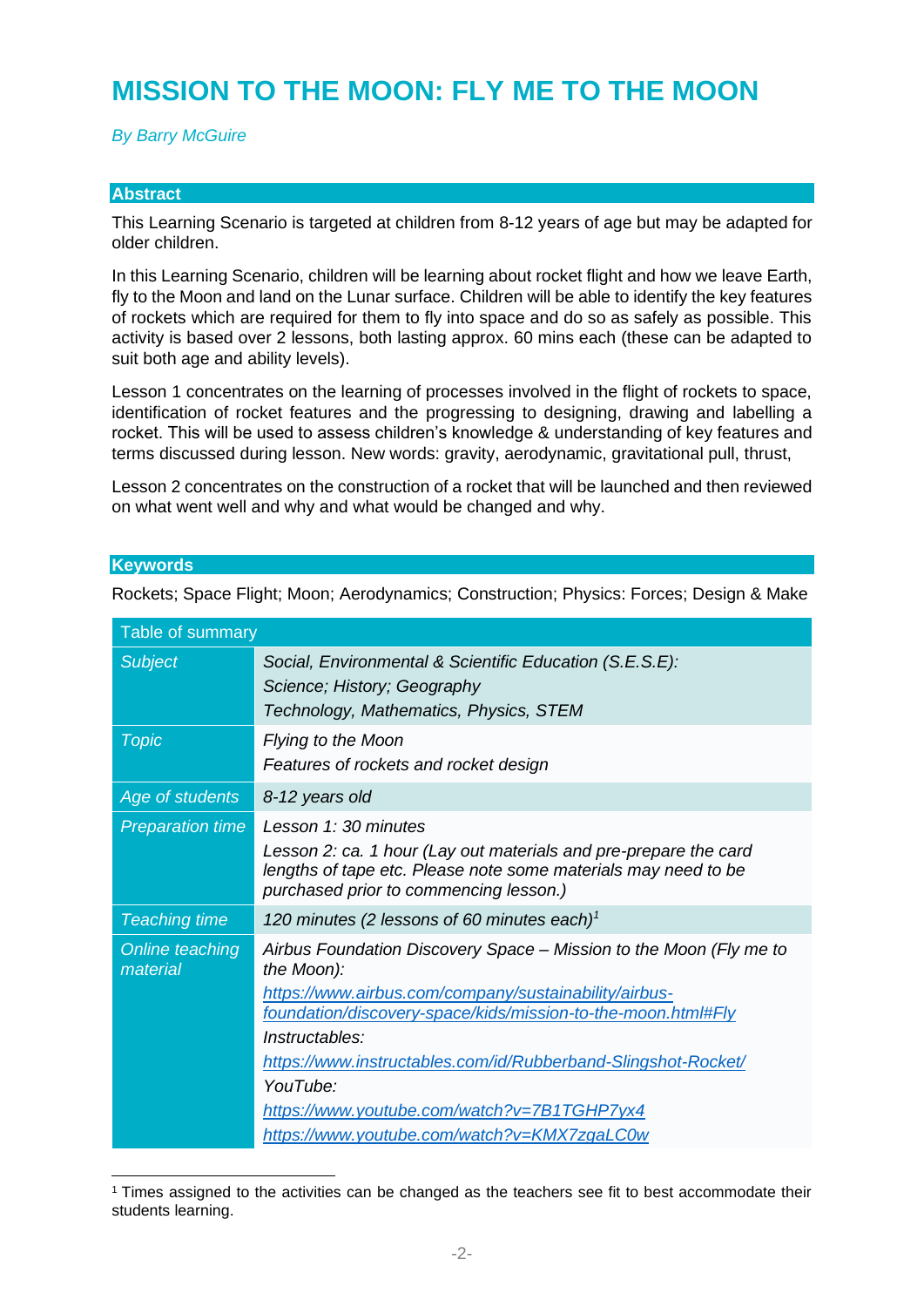# MISSION TO THE MOON: FLY ME TO THE MOON

*By Barry McGuire*

## Abstract

This Learning Scenario is targeted at children from 8-12 years of age but may be adapted for older children.

In this Learning Scenario, children will be learning about rocket flight and how we leave Earth, fly to the Moon and land on the Lunar surface. Children will be able to identify the key features of rockets which are required for them to fly into space and do so as safely as possible. This activity is based over 2 lessons, both lasting approx. 60 mins each (these can be adapted to suit both age and ability levels).

Lesson 1 concentrates on the learning of processes involved in the flight of rockets to space, identification of rocket features and the progressing to designing, drawing and labelling a rocket. This will be used to assess children's knowledge & understanding of key features and terms discussed during lesson. New words: gravity, aerodynamic, gravitational pull, thrust,

Lesson 2 concentrates on the construction of a rocket that will be launched and then reviewed on what went well and why and what would be changed and why.

## Keywords

Rockets; Space Flight; Moon; Aerodynamics; Construction; Physics: Forces; Design & Make

| Table of summary | |
|---|---|
| *Subject* | *Social, Environmental & Scientific Education (S.E.S.E):*<br>*Science; History; Geography*<br>*Technology, Mathematics, Physics, STEM* |
| *Topic* | *Flying to the Moon*<br>*Features of rockets and rocket design* |
| *Age of students* | *8-12 years old* |
| *Preparation time* | *Lesson 1: 30 minutes*<br>*Lesson 2: ca. 1 hour (Lay out materials and pre-prepare the card lengths of tape etc. Please note some materials may need to be purchased prior to commencing lesson.)* |
| *Teaching time* | *120 minutes (2 lessons of 60 minutes each)*[1] |
| *Online teaching material* | *Airbus Foundation Discovery Space – Mission to the Moon (Fly me to the Moon):*<br>https://www.airbus.com/company/sustainability/airbus-foundation/discovery-space/kids/mission-to-the-moon.html#Fly<br>*Instructables:*<br>https://www.instructables.com/id/Rubberband-Slingshot-Rocket/<br>*YouTube:*<br>https://www.youtube.com/watch?v=7B1TGHP7yx4<br>https://www.youtube.com/watch?v=KMX7zgaLC0w |

[1] Times assigned to the activities can be changed as the teachers see fit to best accommodate their students learning.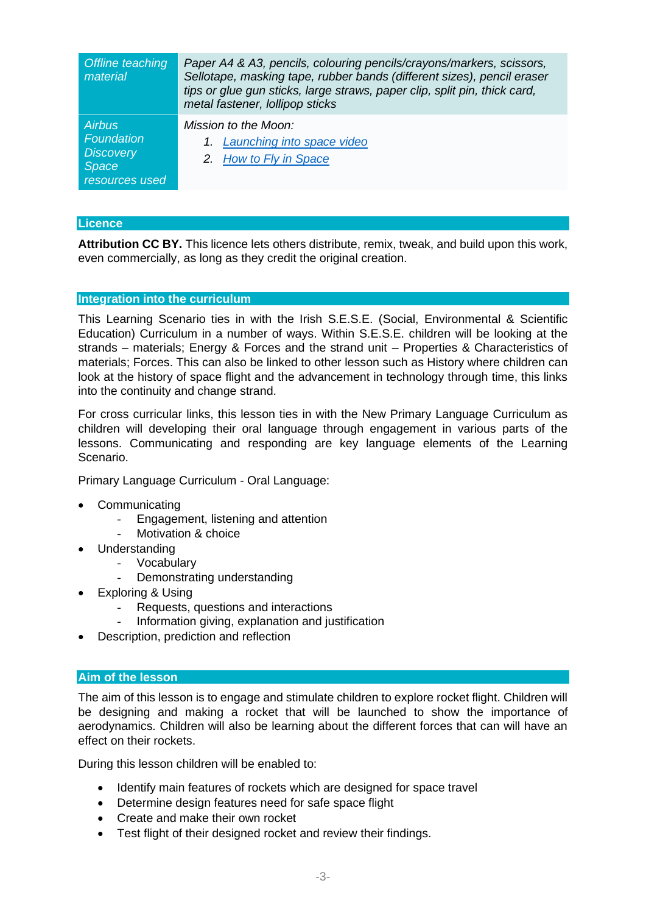| *Offline teaching material* | *Paper A4 & A3, pencils, colouring pencils/crayons/markers, scissors, Sellotape, masking tape, rubber bands (different sizes), pencil eraser tips or glue gun sticks, large straws, paper clip, split pin, thick card, metal fastener, lollipop sticks* |
|---|---|
| *Airbus Foundation Discovery Space resources used* | *Mission to the Moon:*<br>1. *Launching into space video*<br>2. *How to Fly in Space* |

## Licence

**Attribution CC BY.** This licence lets others distribute, remix, tweak, and build upon this work, even commercially, as long as they credit the original creation.

## Integration into the curriculum

This Learning Scenario ties in with the Irish S.E.S.E. (Social, Environmental & Scientific Education) Curriculum in a number of ways. Within S.E.S.E. children will be looking at the strands – materials; Energy & Forces and the strand unit – Properties & Characteristics of materials; Forces. This can also be linked to other lesson such as History where children can look at the history of space flight and the advancement in technology through time, this links into the continuity and change strand.

For cross curricular links, this lesson ties in with the New Primary Language Curriculum as children will developing their oral language through engagement in various parts of the lessons. Communicating and responding are key language elements of the Learning Scenario.

Primary Language Curriculum - Oral Language:

- Communicating
  - Engagement, listening and attention
  - Motivation & choice
- Understanding
  - Vocabulary
  - Demonstrating understanding
- Exploring & Using
  - Requests, questions and interactions
  - Information giving, explanation and justification
- Description, prediction and reflection

## Aim of the lesson

The aim of this lesson is to engage and stimulate children to explore rocket flight. Children will be designing and making a rocket that will be launched to show the importance of aerodynamics. Children will also be learning about the different forces that can will have an effect on their rockets.

During this lesson children will be enabled to:

- Identify main features of rockets which are designed for space travel
- Determine design features need for safe space flight
- Create and make their own rocket
- Test flight of their designed rocket and review their findings.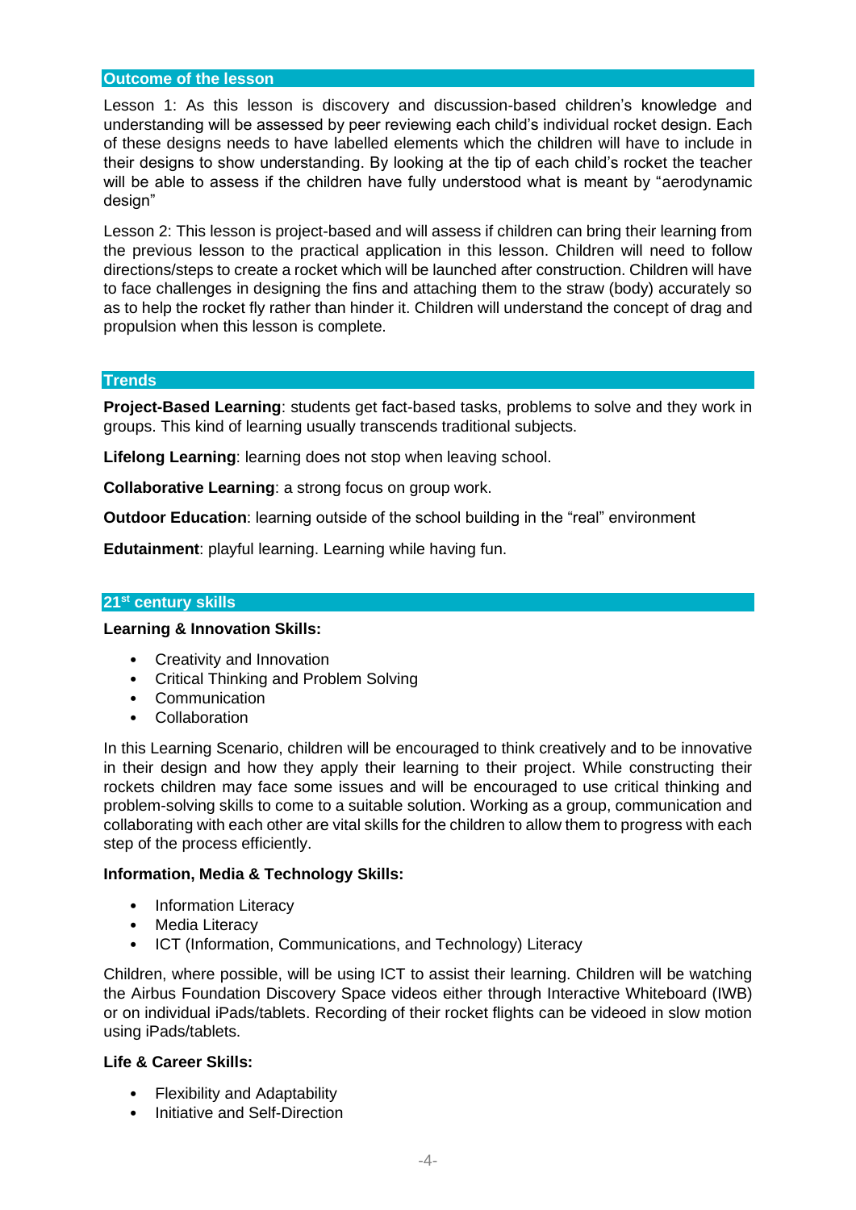## Outcome of the lesson

Lesson 1: As this lesson is discovery and discussion-based children's knowledge and understanding will be assessed by peer reviewing each child's individual rocket design. Each of these designs needs to have labelled elements which the children will have to include in their designs to show understanding. By looking at the tip of each child's rocket the teacher will be able to assess if the children have fully understood what is meant by "aerodynamic design"

Lesson 2: This lesson is project-based and will assess if children can bring their learning from the previous lesson to the practical application in this lesson. Children will need to follow directions/steps to create a rocket which will be launched after construction. Children will have to face challenges in designing the fins and attaching them to the straw (body) accurately so as to help the rocket fly rather than hinder it. Children will understand the concept of drag and propulsion when this lesson is complete.

## Trends

**Project-Based Learning**: students get fact-based tasks, problems to solve and they work in groups. This kind of learning usually transcends traditional subjects.

**Lifelong Learning**: learning does not stop when leaving school.

**Collaborative Learning**: a strong focus on group work.

**Outdoor Education**: learning outside of the school building in the "real" environment

**Edutainment**: playful learning. Learning while having fun.

## 21st century skills

**Learning & Innovation Skills:**

- Creativity and Innovation
- Critical Thinking and Problem Solving
- Communication
- Collaboration

In this Learning Scenario, children will be encouraged to think creatively and to be innovative in their design and how they apply their learning to their project. While constructing their rockets children may face some issues and will be encouraged to use critical thinking and problem-solving skills to come to a suitable solution. Working as a group, communication and collaborating with each other are vital skills for the children to allow them to progress with each step of the process efficiently.

**Information, Media & Technology Skills:**

- Information Literacy
- Media Literacy
- ICT (Information, Communications, and Technology) Literacy

Children, where possible, will be using ICT to assist their learning. Children will be watching the Airbus Foundation Discovery Space videos either through Interactive Whiteboard (IWB) or on individual iPads/tablets. Recording of their rocket flights can be videoed in slow motion using iPads/tablets.

**Life & Career Skills:**

- Flexibility and Adaptability
- Initiative and Self-Direction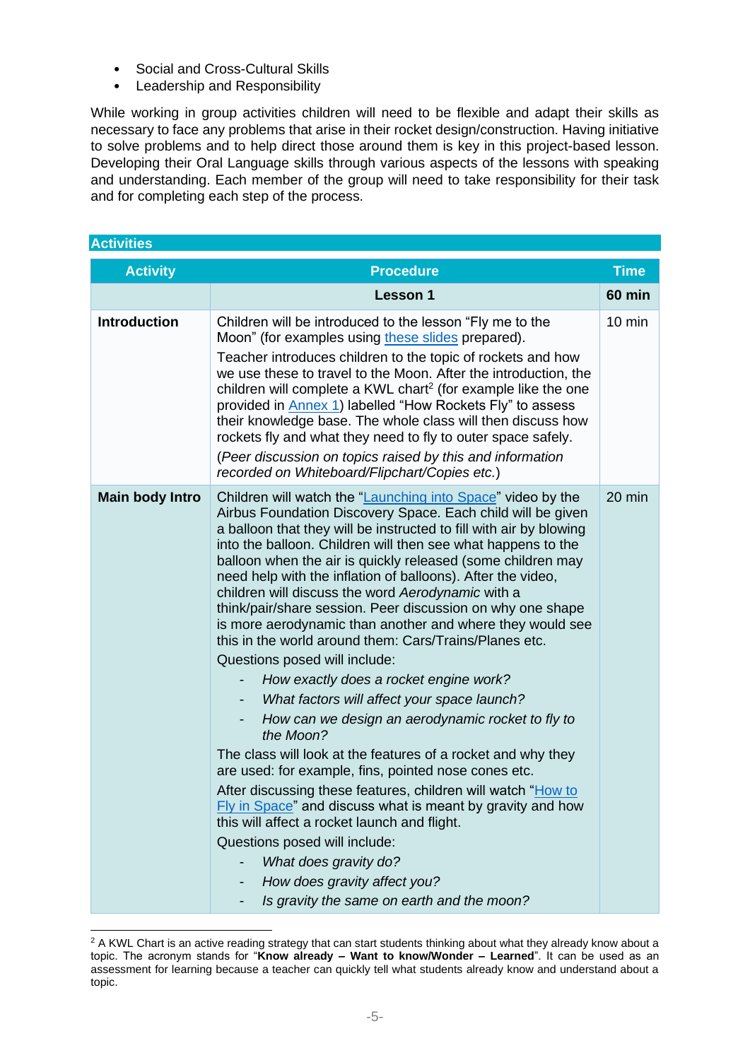- Social and Cross-Cultural Skills
- Leadership and Responsibility

While working in group activities children will need to be flexible and adapt their skills as necessary to face any problems that arise in their rocket design/construction. Having initiative to solve problems and to help direct those around them is key in this project-based lesson. Developing their Oral Language skills through various aspects of the lessons with speaking and understanding. Each member of the group will need to take responsibility for their task and for completing each step of the process.

## Activities

| Activity | Procedure | Time |
|---|---|---|
| | **Lesson 1** | **60 min** |
| **Introduction** | Children will be introduced to the lesson "Fly me to the Moon" (for examples using these slides prepared).<br>Teacher introduces children to the topic of rockets and how we use these to travel to the Moon. After the introduction, the children will complete a KWL chart[2] (for example like the one provided in Annex 1) labelled "How Rockets Fly" to assess their knowledge base. The whole class will then discuss how rockets fly and what they need to fly to outer space safely.<br>(*Peer discussion on topics raised by this and information recorded on Whiteboard/Flipchart/Copies etc.*) | 10 min |
| **Main body Intro** | Children will watch the "Launching into Space" video by the Airbus Foundation Discovery Space. Each child will be given a balloon that they will be instructed to fill with air by blowing into the balloon. Children will then see what happens to the balloon when the air is quickly released (some children may need help with the inflation of balloons). After the video, children will discuss the word *Aerodynamic* with a think/pair/share session. Peer discussion on why one shape is more aerodynamic than another and where they would see this in the world around them: Cars/Trains/Planes etc.<br>Questions posed will include:<br>- *How exactly does a rocket engine work?*<br>- *What factors will affect your space launch?*<br>- *How can we design an aerodynamic rocket to fly to the Moon?*<br>The class will look at the features of a rocket and why they are used: for example, fins, pointed nose cones etc.<br>After discussing these features, children will watch "How to Fly in Space" and discuss what is meant by gravity and how this will affect a rocket launch and flight.<br>Questions posed will include:<br>- *What does gravity do?*<br>- *How does gravity affect you?*<br>- *Is gravity the same on earth and the moon?* | 20 min |

[2] A KWL Chart is an active reading strategy that can start students thinking about what they already know about a topic. The acronym stands for "**Know already – Want to know/Wonder – Learned**". It can be used as an assessment for learning because a teacher can quickly tell what students already know and understand about a topic.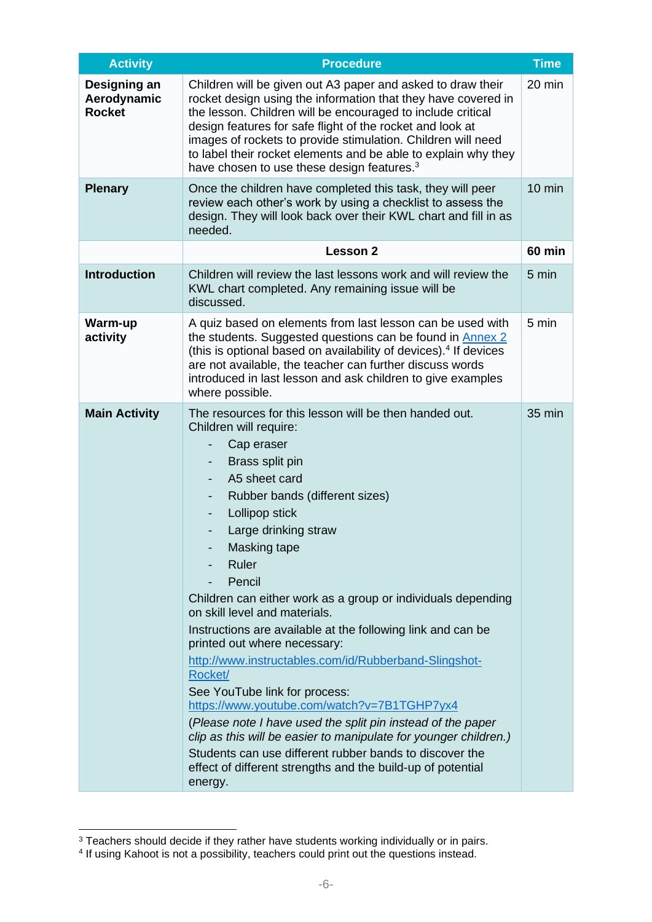| Activity | Procedure | Time |
|---|---|---|
| **Designing an Aerodynamic Rocket** | Children will be given out A3 paper and asked to draw their rocket design using the information that they have covered in the lesson. Children will be encouraged to include critical design features for safe flight of the rocket and look at images of rockets to provide stimulation. Children will need to label their rocket elements and be able to explain why they have chosen to use these design features.[3] | 20 min |
| **Plenary** | Once the children have completed this task, they will peer review each other's work by using a checklist to assess the design. They will look back over their KWL chart and fill in as needed. | 10 min |
| | **Lesson 2** | **60 min** |
| **Introduction** | Children will review the last lessons work and will review the KWL chart completed. Any remaining issue will be discussed. | 5 min |
| **Warm-up activity** | A quiz based on elements from last lesson can be used with the students. Suggested questions can be found in Annex 2 (this is optional based on availability of devices).[4] If devices are not available, the teacher can further discuss words introduced in last lesson and ask children to give examples where possible. | 5 min |
| **Main Activity** | The resources for this lesson will be then handed out. Children will require:<br>- Cap eraser<br>- Brass split pin<br>- A5 sheet card<br>- Rubber bands (different sizes)<br>- Lollipop stick<br>- Large drinking straw<br>- Masking tape<br>- Ruler<br>- Pencil<br>Children can either work as a group or individuals depending on skill level and materials.<br>Instructions are available at the following link and can be printed out where necessary:<br>http://www.instructables.com/id/Rubberband-Slingshot-Rocket/<br>See YouTube link for process:<br>https://www.youtube.com/watch?v=7B1TGHP7yx4<br>*(Please note I have used the split pin instead of the paper clip as this will be easier to manipulate for younger children.)*<br>Students can use different rubber bands to discover the effect of different strengths and the build-up of potential energy. | 35 min |

[3] Teachers should decide if they rather have students working individually or in pairs.

[4] If using Kahoot is not a possibility, teachers could print out the questions instead.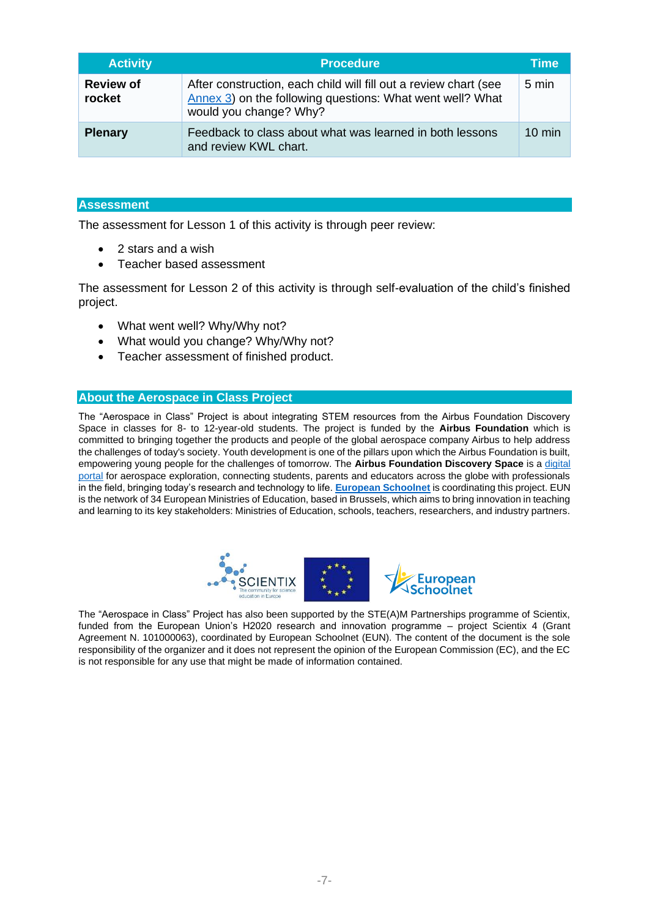| Activity | Procedure | Time |
|---|---|---|
| **Review of rocket** | After construction, each child will fill out a review chart (see Annex 3) on the following questions: What went well? What would you change? Why? | 5 min |
| **Plenary** | Feedback to class about what was learned in both lessons and review KWL chart. | 10 min |

## Assessment

The assessment for Lesson 1 of this activity is through peer review:

- 2 stars and a wish
- Teacher based assessment

The assessment for Lesson 2 of this activity is through self-evaluation of the child's finished project.

- What went well? Why/Why not?
- What would you change? Why/Why not?
- Teacher assessment of finished product.

## About the Aerospace in Class Project

The "Aerospace in Class" Project is about integrating STEM resources from the Airbus Foundation Discovery Space in classes for 8- to 12-year-old students. The project is funded by the **Airbus Foundation** which is committed to bringing together the products and people of the global aerospace company Airbus to help address the challenges of today's society. Youth development is one of the pillars upon which the Airbus Foundation is built, empowering young people for the challenges of tomorrow. The **Airbus Foundation Discovery Space** is a digital portal for aerospace exploration, connecting students, parents and educators across the globe with professionals in the field, bringing today's research and technology to life. **European Schoolnet** is coordinating this project. EUN is the network of 34 European Ministries of Education, based in Brussels, which aims to bring innovation in teaching and learning to its key stakeholders: Ministries of Education, schools, teachers, researchers, and industry partners.

The "Aerospace in Class" Project has also been supported by the STE(A)M Partnerships programme of Scientix, funded from the European Union's H2020 research and innovation programme – project Scientix 4 (Grant Agreement N. 101000063), coordinated by European Schoolnet (EUN). The content of the document is the sole responsibility of the organizer and it does not represent the opinion of the European Commission (EC), and the EC is not responsible for any use that might be made of information contained.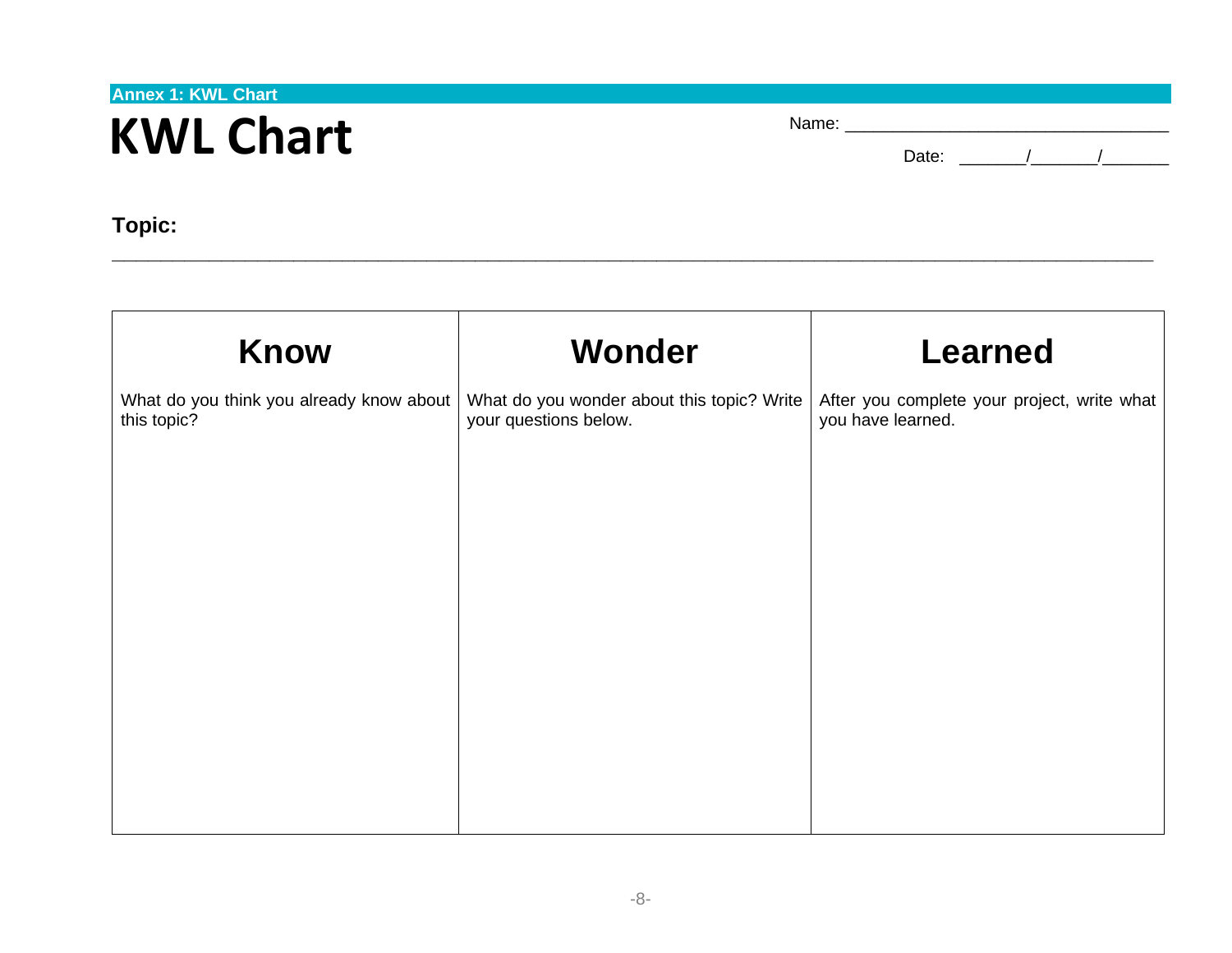**Annex 1: KWL Chart**

# KWL Chart

Name: ________________________________

Date: _______/_______/_______

**Topic:** ____________________________________________________________________________________________

| Know | Wonder | Learned |
|---|---|---|
| What do you think you already know about this topic? | What do you wonder about this topic? Write your questions below. | After you complete your project, write what you have learned. |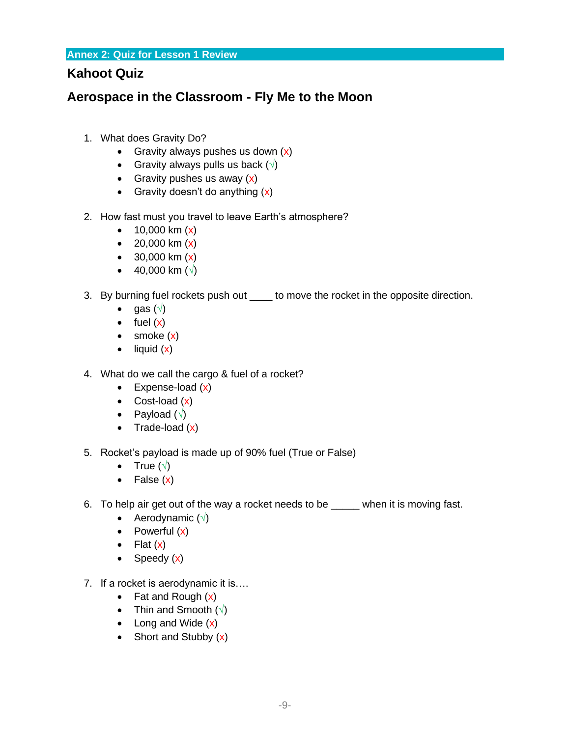## Annex 2: Quiz for Lesson 1 Review

## Kahoot Quiz

## Aerospace in the Classroom - Fly Me to the Moon

1. What does Gravity Do?
   - Gravity always pushes us down (x)
   - Gravity always pulls us back (√)
   - Gravity pushes us away (x)
   - Gravity doesn't do anything (x)

2. How fast must you travel to leave Earth's atmosphere?
   - 10,000 km (x)
   - 20,000 km (x)
   - 30,000 km (x)
   - 40,000 km (√)

3. By burning fuel rockets push out ____ to move the rocket in the opposite direction.
   - gas (√)
   - fuel (x)
   - smoke (x)
   - liquid (x)

4. What do we call the cargo & fuel of a rocket?
   - Expense-load (x)
   - Cost-load (x)
   - Payload (√)
   - Trade-load (x)

5. Rocket's payload is made up of 90% fuel (True or False)
   - True (√)
   - False (x)

6. To help air get out of the way a rocket needs to be _____ when it is moving fast.
   - Aerodynamic (√)
   - Powerful (x)
   - Flat (x)
   - Speedy (x)

7. If a rocket is aerodynamic it is….
   - Fat and Rough (x)
   - Thin and Smooth (√)
   - Long and Wide (x)
   - Short and Stubby (x)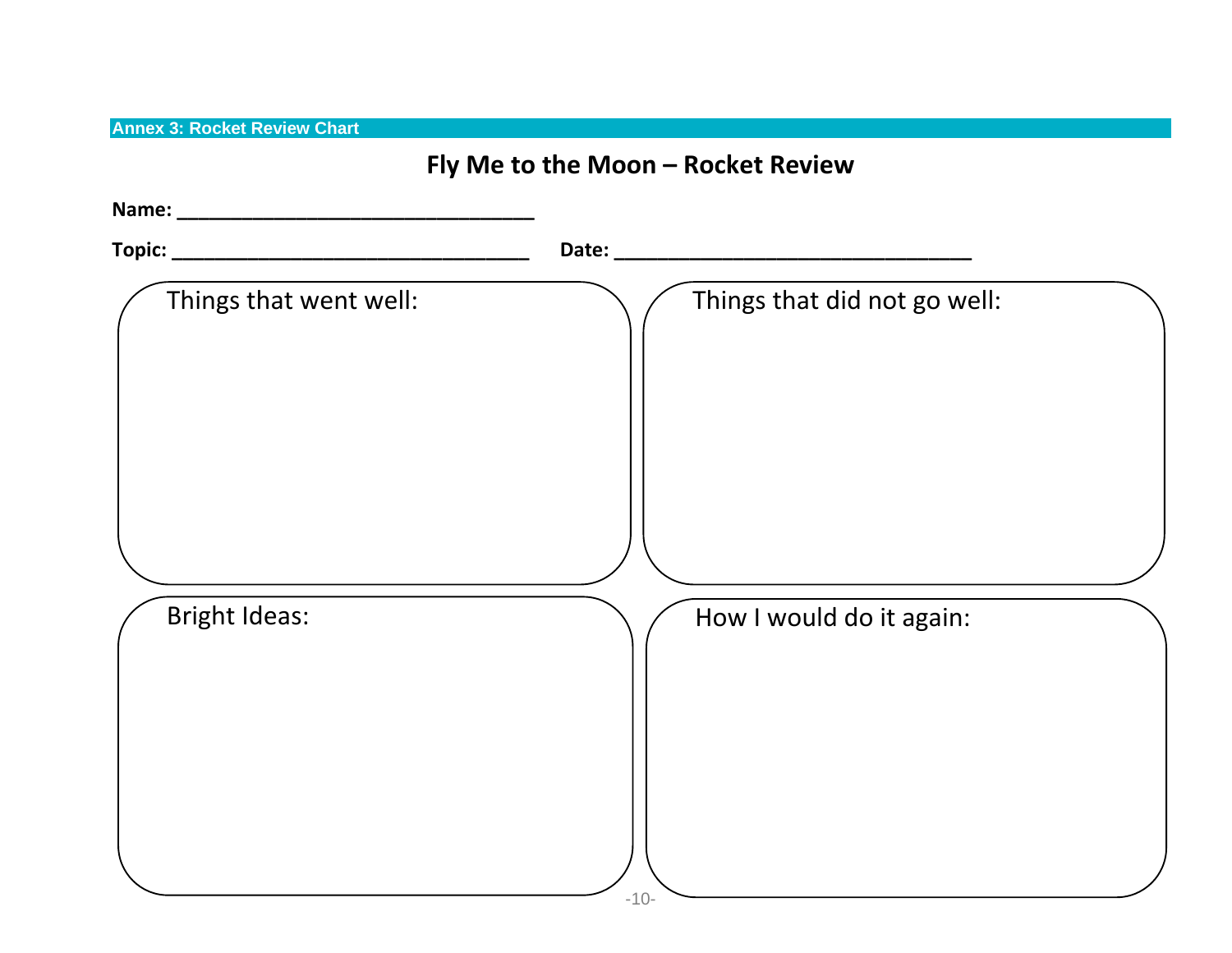**Annex 3: Rocket Review Chart**

## Fly Me to the Moon – Rocket Review

**Name:** ________________________________

**Topic:** ________________________________ **Date:** ________________________________

Things that went well:

Things that did not go well:

Bright Ideas:

How I would do it again: